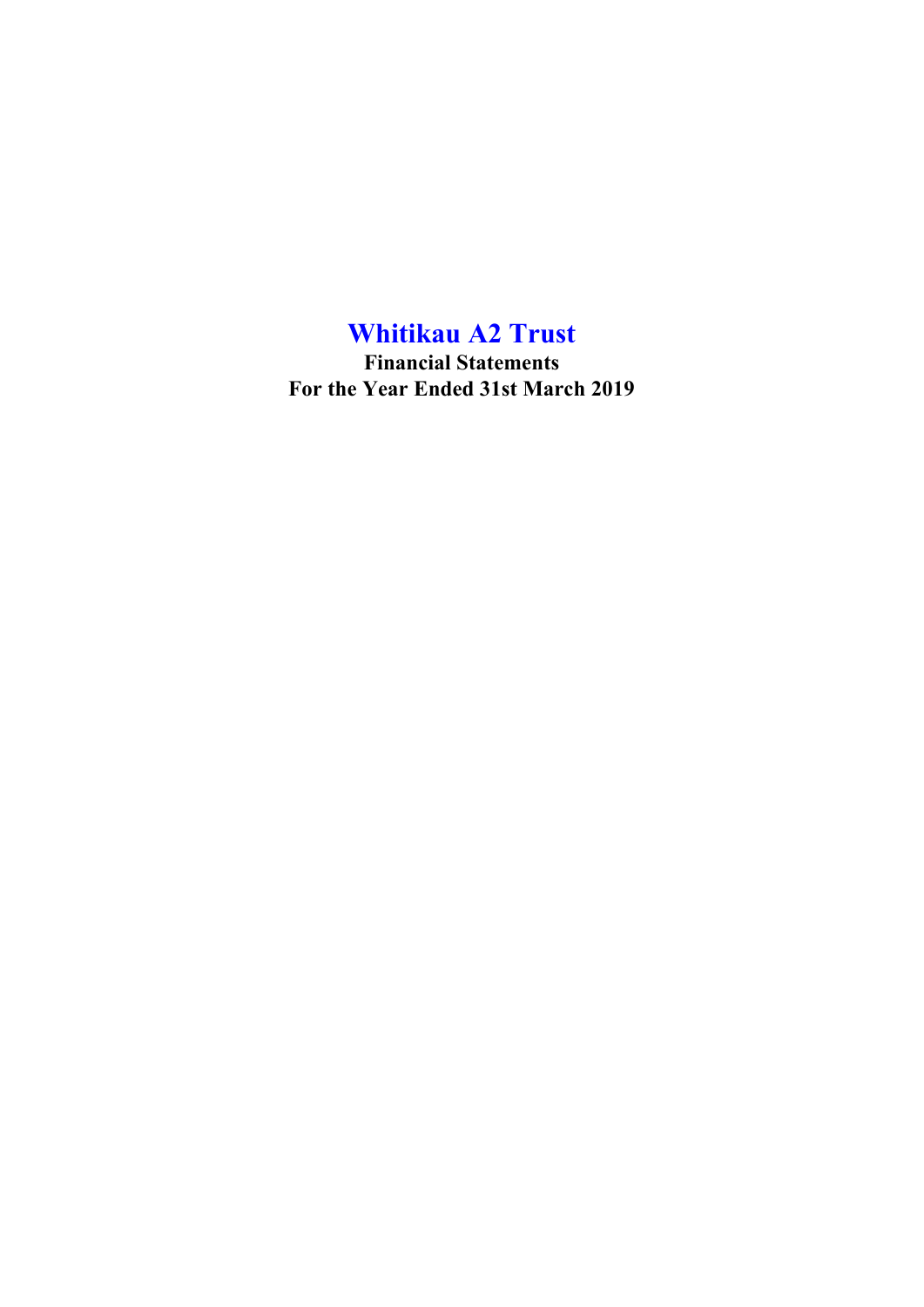# Whitikau A2 Trust

**Financial Statements**

**For the Year Ended 31st March 2019**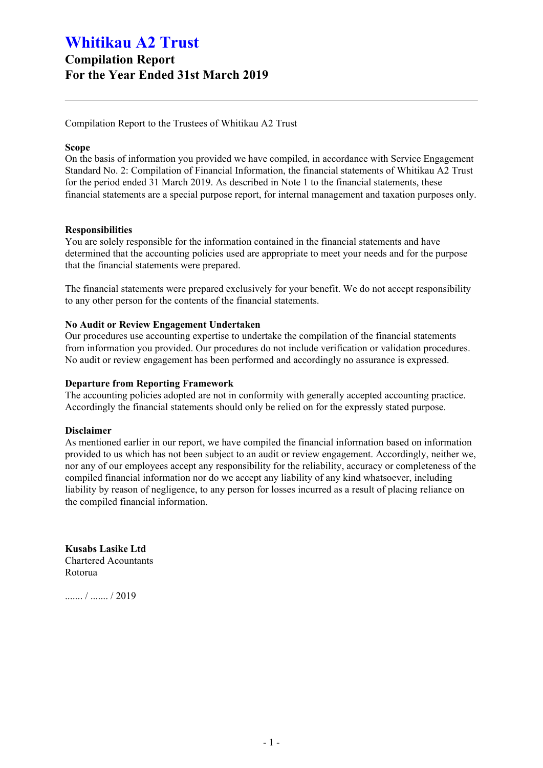# Whitikau A2 Trust

## Compilation Report
## For the Year Ended 31st March 2019

---

Compilation Report to the Trustees of Whitikau A2 Trust

**Scope**
On the basis of information you provided we have compiled, in accordance with Service Engagement Standard No. 2: Compilation of Financial Information, the financial statements of Whitikau A2 Trust for the period ended 31 March 2019. As described in Note 1 to the financial statements, these financial statements are a special purpose report, for internal management and taxation purposes only.

**Responsibilities**
You are solely responsible for the information contained in the financial statements and have determined that the accounting policies used are appropriate to meet your needs and for the purpose that the financial statements were prepared.

The financial statements were prepared exclusively for your benefit. We do not accept responsibility to any other person for the contents of the financial statements.

**No Audit or Review Engagement Undertaken**
Our procedures use accounting expertise to undertake the compilation of the financial statements from information you provided. Our procedures do not include verification or validation procedures. No audit or review engagement has been performed and accordingly no assurance is expressed.

**Departure from Reporting Framework**
The accounting policies adopted are not in conformity with generally accepted accounting practice. Accordingly the financial statements should only be relied on for the expressly stated purpose.

**Disclaimer**
As mentioned earlier in our report, we have compiled the financial information based on information provided to us which has not been subject to an audit or review engagement. Accordingly, neither we, nor any of our employees accept any responsibility for the reliability, accuracy or completeness of the compiled financial information nor do we accept any liability of any kind whatsoever, including liability by reason of negligence, to any person for losses incurred as a result of placing reliance on the compiled financial information.

**Kusabs Lasike Ltd**
Chartered Acountants
Rotorua

....... / ....... / 2019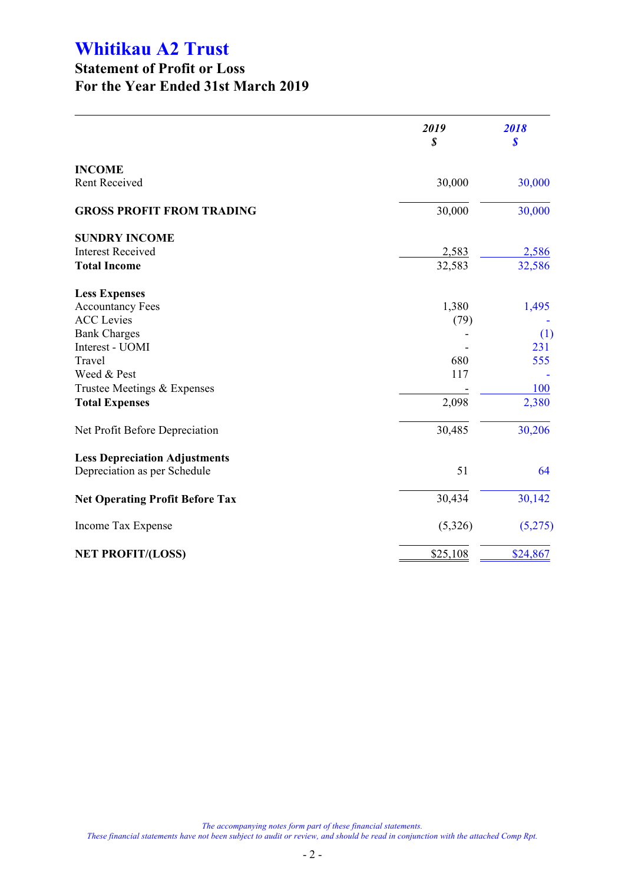# Whitikau A2 Trust

## Statement of Profit or Loss
## For the Year Ended 31st March 2019

| | 2019<br>$ | 2018<br>$ |
|---|---|---|
| **INCOME** | | |
| Rent Received | 30,000 | 30,000 |
| **GROSS PROFIT FROM TRADING** | 30,000 | 30,000 |
| **SUNDRY INCOME** | | |
| Interest Received | 2,583 | 2,586 |
| **Total Income** | 32,583 | 32,586 |
| **Less Expenses** | | |
| Accountancy Fees | 1,380 | 1,495 |
| ACC Levies | (79) | - |
| Bank Charges | - | (1) |
| Interest - UOMI | - | 231 |
| Travel | 680 | 555 |
| Weed & Pest | 117 | - |
| Trustee Meetings & Expenses | - | 100 |
| **Total Expenses** | 2,098 | 2,380 |
| Net Profit Before Depreciation | 30,485 | 30,206 |
| **Less Depreciation Adjustments** | | |
| Depreciation as per Schedule | 51 | 64 |
| **Net Operating Profit Before Tax** | 30,434 | 30,142 |
| Income Tax Expense | (5,326) | (5,275) |
| **NET PROFIT/(LOSS)** | $25,108 | $24,867 |

*The accompanying notes form part of these financial statements.*
*These financial statements have not been subject to audit or review, and should be read in conjunction with the attached Comp Rpt.*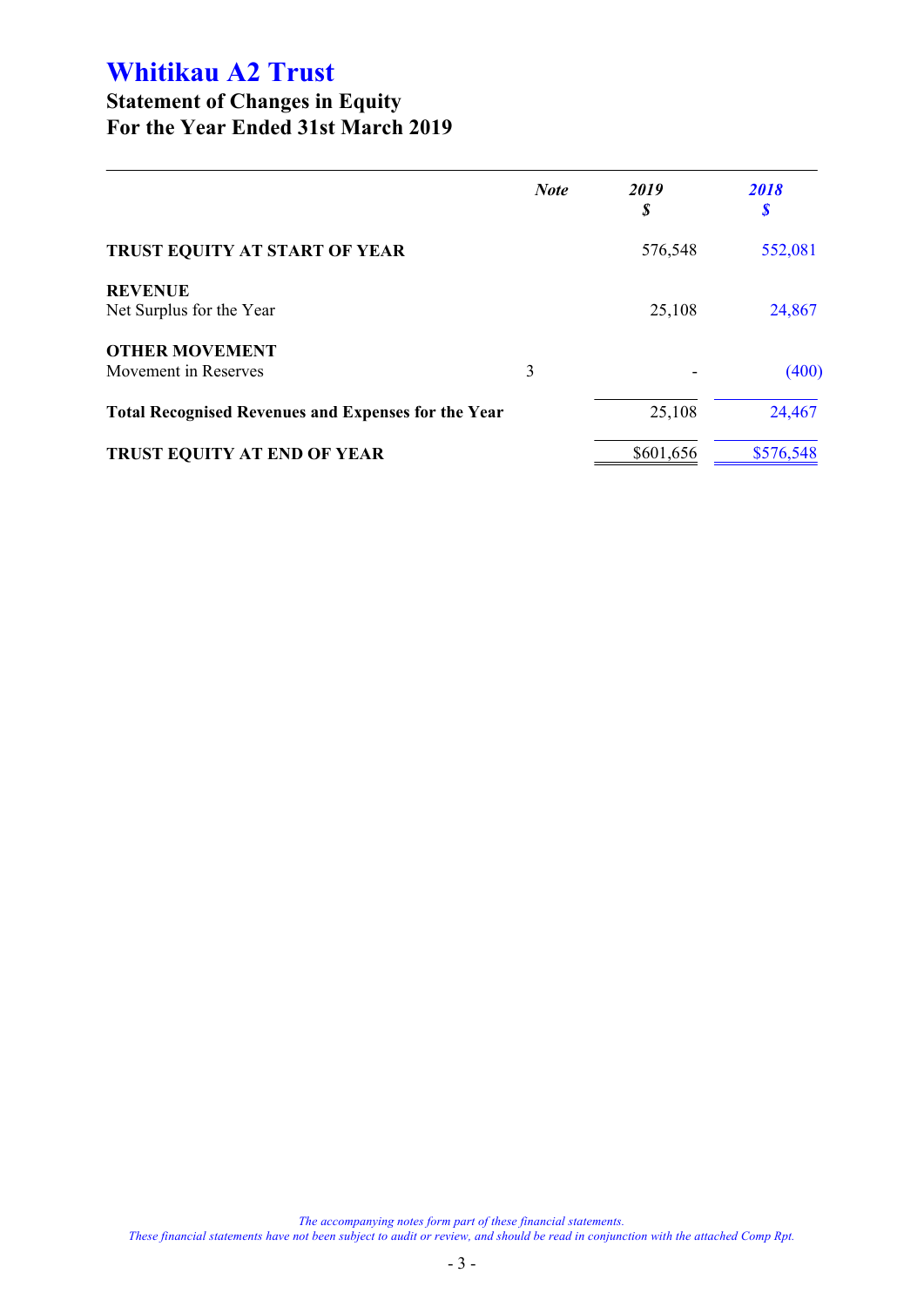# Whitikau A2 Trust

## Statement of Changes in Equity
## For the Year Ended 31st March 2019

| | *Note* | *2019* *$* | *2018* *$* |
|---|---|---|---|
| **TRUST EQUITY AT START OF YEAR** | | 576,548 | 552,081 |
| **REVENUE** | | | |
| Net Surplus for the Year | | 25,108 | 24,867 |
| **OTHER MOVEMENT** | | | |
| Movement in Reserves | 3 | - | (400) |
| **Total Recognised Revenues and Expenses for the Year** | | 25,108 | 24,467 |
| **TRUST EQUITY AT END OF YEAR** | | $601,656 | $576,548 |

*The accompanying notes form part of these financial statements.*
*These financial statements have not been subject to audit or review, and should be read in conjunction with the attached Comp Rpt.*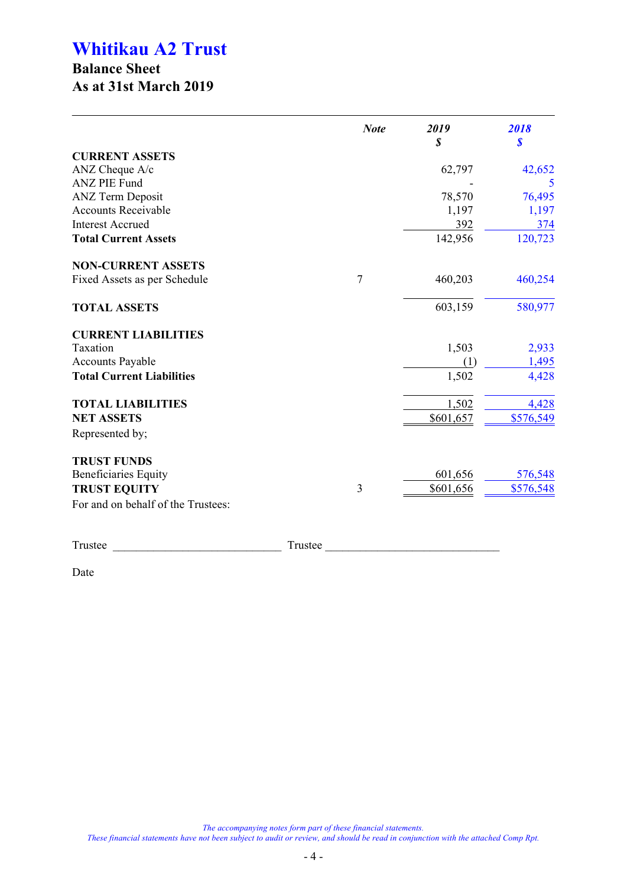# Whitikau A2 Trust

## Balance Sheet
## As at 31st March 2019

| | Note | 2019 $ | 2018 $ |
|---|---|---|---|
| **CURRENT ASSETS** | | | |
| ANZ Cheque A/c | | 62,797 | 42,652 |
| ANZ PIE Fund | | - | 5 |
| ANZ Term Deposit | | 78,570 | 76,495 |
| Accounts Receivable | | 1,197 | 1,197 |
| Interest Accrued | | 392 | 374 |
| **Total Current Assets** | | 142,956 | 120,723 |
| **NON-CURRENT ASSETS** | | | |
| Fixed Assets as per Schedule | 7 | 460,203 | 460,254 |
| **TOTAL ASSETS** | | 603,159 | 580,977 |
| **CURRENT LIABILITIES** | | | |
| Taxation | | 1,503 | 2,933 |
| Accounts Payable | | (1) | 1,495 |
| **Total Current Liabilities** | | 1,502 | 4,428 |
| **TOTAL LIABILITIES** | | 1,502 | 4,428 |
| **NET ASSETS** | | $601,657 | $576,549 |
| Represented by; | | | |
| **TRUST FUNDS** | | | |
| Beneficiaries Equity | | 601,656 | 576,548 |
| **TRUST EQUITY** | 3 | $601,656 | $576,548 |

For and on behalf of the Trustees:

Trustee ____________________________ Trustee ______________________________

Date

*The accompanying notes form part of these financial statements.*
*These financial statements have not been subject to audit or review, and should be read in conjunction with the attached Comp Rpt.*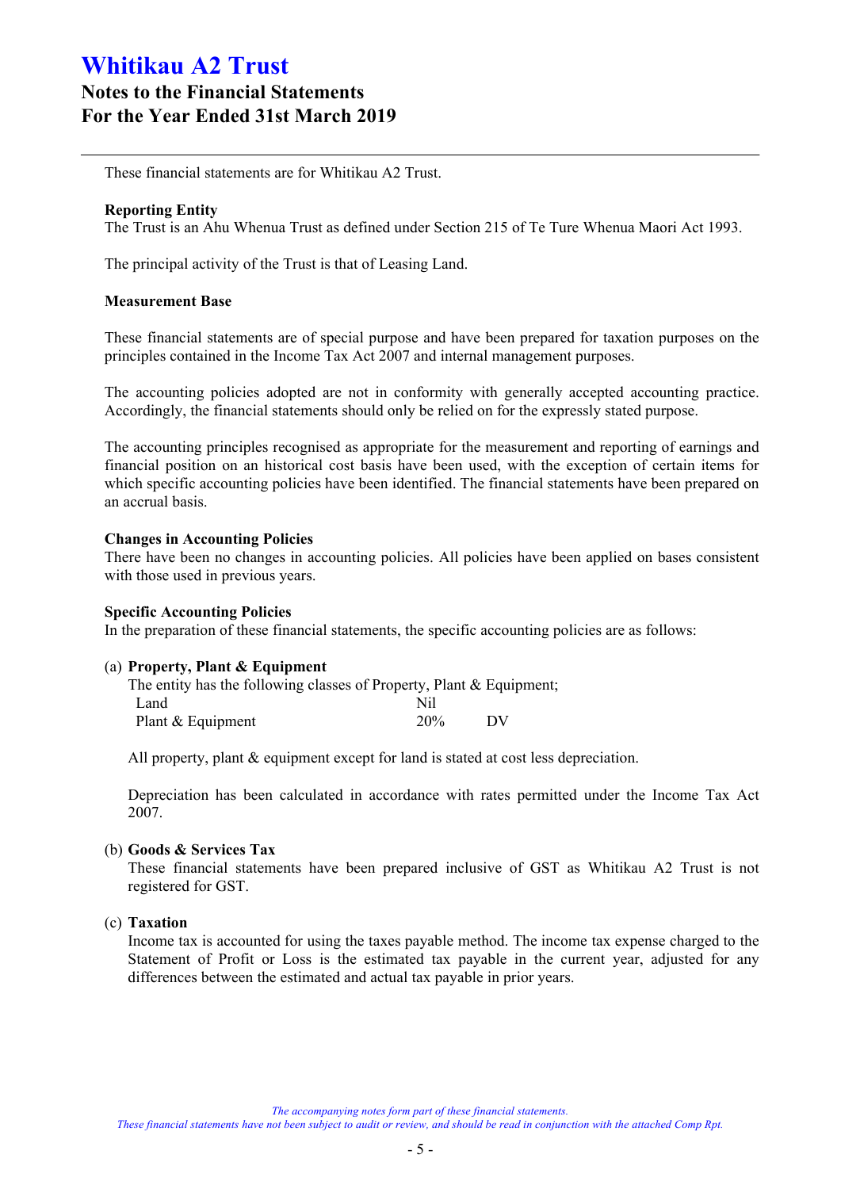# Whitikau A2 Trust

## Notes to the Financial Statements
## For the Year Ended 31st March 2019

These financial statements are for Whitikau A2 Trust.

**Reporting Entity**
The Trust is an Ahu Whenua Trust as defined under Section 215 of Te Ture Whenua Maori Act 1993.

The principal activity of the Trust is that of Leasing Land.

**Measurement Base**

These financial statements are of special purpose and have been prepared for taxation purposes on the principles contained in the Income Tax Act 2007 and internal management purposes.

The accounting policies adopted are not in conformity with generally accepted accounting practice. Accordingly, the financial statements should only be relied on for the expressly stated purpose.

The accounting principles recognised as appropriate for the measurement and reporting of earnings and financial position on an historical cost basis have been used, with the exception of certain items for which specific accounting policies have been identified. The financial statements have been prepared on an accrual basis.

**Changes in Accounting Policies**
There have been no changes in accounting policies. All policies have been applied on bases consistent with those used in previous years.

**Specific Accounting Policies**
In the preparation of these financial statements, the specific accounting policies are as follows:

(a) **Property, Plant & Equipment**

The entity has the following classes of Property, Plant & Equipment;

| | | |
|---|---|---|
| Land | Nil | |
| Plant & Equipment | 20% | DV |

All property, plant & equipment except for land is stated at cost less depreciation.

Depreciation has been calculated in accordance with rates permitted under the Income Tax Act 2007.

(b) **Goods & Services Tax**

These financial statements have been prepared inclusive of GST as Whitikau A2 Trust is not registered for GST.

(c) **Taxation**

Income tax is accounted for using the taxes payable method. The income tax expense charged to the Statement of Profit or Loss is the estimated tax payable in the current year, adjusted for any differences between the estimated and actual tax payable in prior years.

*The accompanying notes form part of these financial statements.*
*These financial statements have not been subject to audit or review, and should be read in conjunction with the attached Comp Rpt.*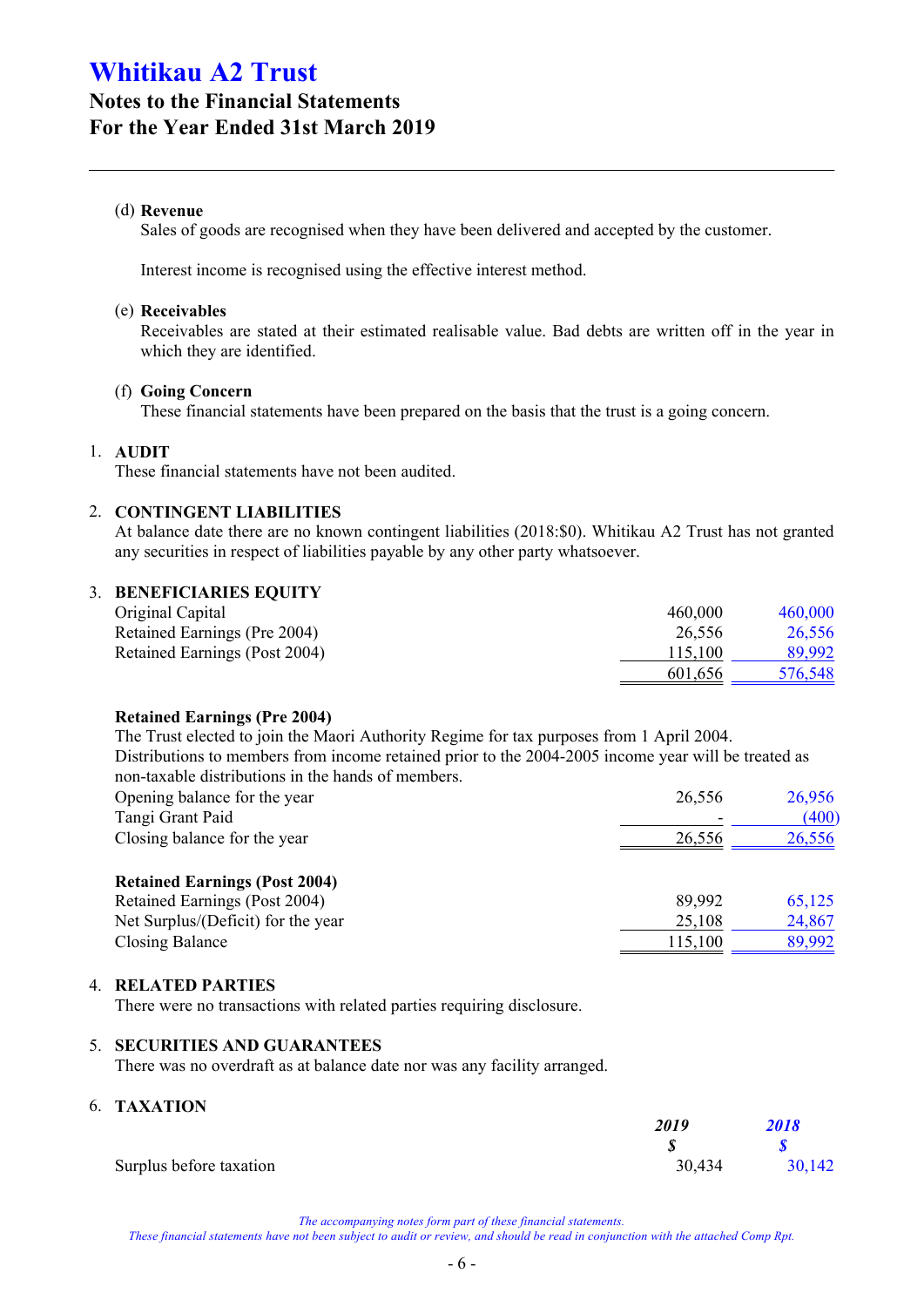# Whitikau A2 Trust

## Notes to the Financial Statements
## For the Year Ended 31st March 2019

(d) **Revenue**

Sales of goods are recognised when they have been delivered and accepted by the customer.

Interest income is recognised using the effective interest method.

(e) **Receivables**

Receivables are stated at their estimated realisable value. Bad debts are written off in the year in which they are identified.

(f) **Going Concern**

These financial statements have been prepared on the basis that the trust is a going concern.

1. **AUDIT**

These financial statements have not been audited.

2. **CONTINGENT LIABILITIES**

At balance date there are no known contingent liabilities (2018:$0). Whitikau A2 Trust has not granted any securities in respect of liabilities payable by any other party whatsoever.

3. **BENEFICIARIES EQUITY**

| | | |
|---|---|---|
| Original Capital | 460,000 | 460,000 |
| Retained Earnings (Pre 2004) | 26,556 | 26,556 |
| Retained Earnings (Post 2004) | 115,100 | 89,992 |
| | 601,656 | 576,548 |

**Retained Earnings (Pre 2004)**

The Trust elected to join the Maori Authority Regime for tax purposes from 1 April 2004. Distributions to members from income retained prior to the 2004-2005 income year will be treated as non-taxable distributions in the hands of members.

| | | |
|---|---|---|
| Opening balance for the year | 26,556 | 26,956 |
| Tangi Grant Paid | - | (400) |
| Closing balance for the year | 26,556 | 26,556 |

**Retained Earnings (Post 2004)**

| | | |
|---|---|---|
| Retained Earnings (Post 2004) | 89,992 | 65,125 |
| Net Surplus/(Deficit) for the year | 25,108 | 24,867 |
| Closing Balance | 115,100 | 89,992 |

4. **RELATED PARTIES**

There were no transactions with related parties requiring disclosure.

5. **SECURITIES AND GUARANTEES**

There was no overdraft as at balance date nor was any facility arranged.

6. **TAXATION**

| | *2019* | *2018* |
|---|---|---|
| | *$* | *$* |
| Surplus before taxation | 30,434 | 30,142 |

*The accompanying notes form part of these financial statements.*
*These financial statements have not been subject to audit or review, and should be read in conjunction with the attached Comp Rpt.*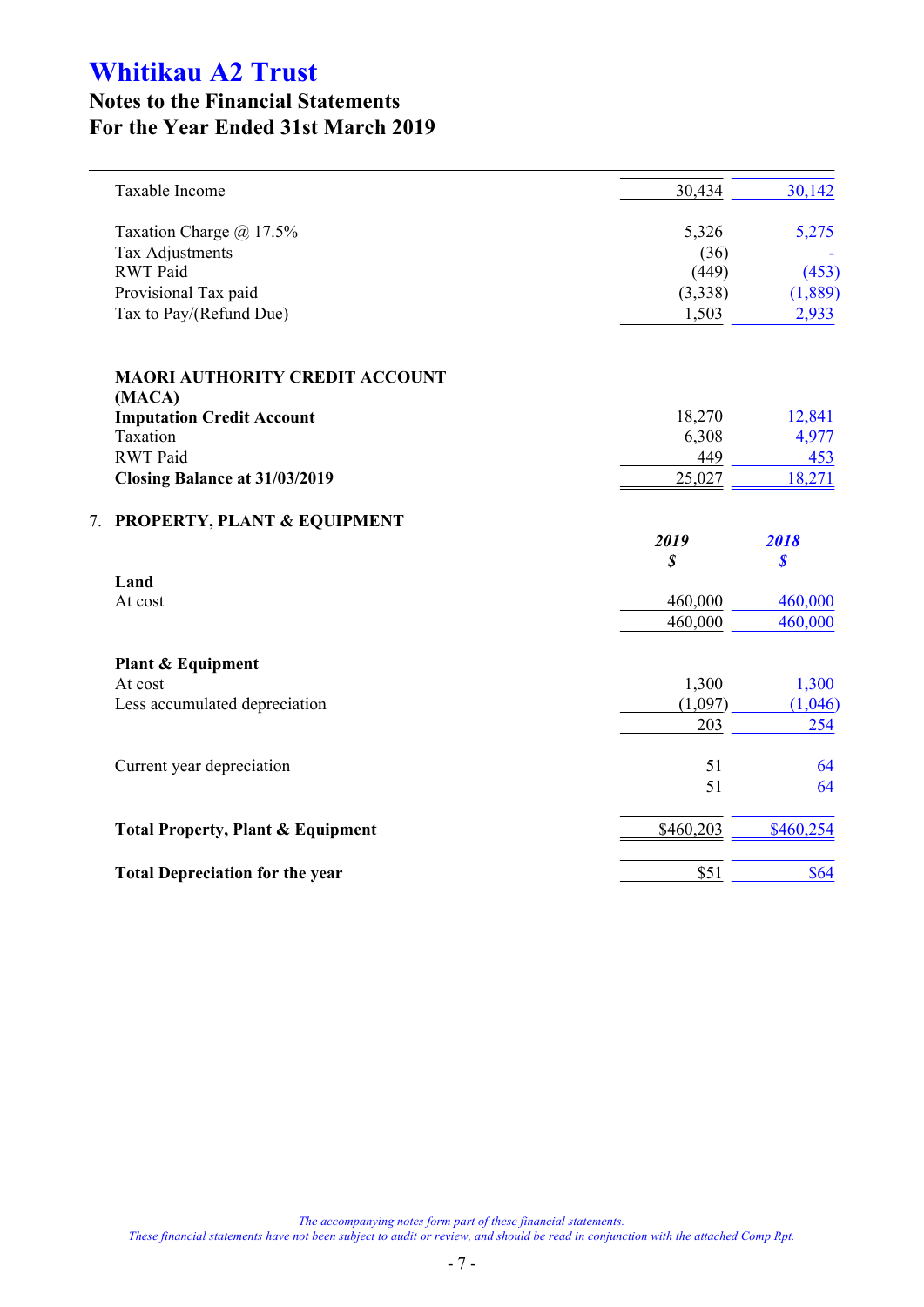# Whitikau A2 Trust

## Notes to the Financial Statements
## For the Year Ended 31st March 2019

| | 2019 | 2018 |
|---|---|---|
| Taxable Income | 30,434 | 30,142 |
| | | |
| Taxation Charge @ 17.5% | 5,326 | 5,275 |
| Tax Adjustments | (36) | - |
| RWT Paid | (449) | (453) |
| Provisional Tax paid | (3,338) | (1,889) |
| Tax to Pay/(Refund Due) | 1,503 | 2,933 |

| | 2019 | 2018 |
|---|---|---|
| **MAORI AUTHORITY CREDIT ACCOUNT (MACA)** | | |
| **Imputation Credit Account** | 18,270 | 12,841 |
| Taxation | 6,308 | 4,977 |
| RWT Paid | 449 | 453 |
| **Closing Balance at 31/03/2019** | 25,027 | 18,271 |

## 7. PROPERTY, PLANT & EQUIPMENT

| | *2019* | *2018* |
|---|---|---|
| | *$* | *$* |
| **Land** | | |
| At cost | 460,000 | 460,000 |
| | 460,000 | 460,000 |
| | | |
| **Plant & Equipment** | | |
| At cost | 1,300 | 1,300 |
| Less accumulated depreciation | (1,097) | (1,046) |
| | 203 | 254 |
| | | |
| Current year depreciation | 51 | 64 |
| | 51 | 64 |
| | | |
| **Total Property, Plant & Equipment** | $460,203 | $460,254 |
| | | |
| **Total Depreciation for the year** | $51 | $64 |

*The accompanying notes form part of these financial statements.*
*These financial statements have not been subject to audit or review, and should be read in conjunction with the attached Comp Rpt.*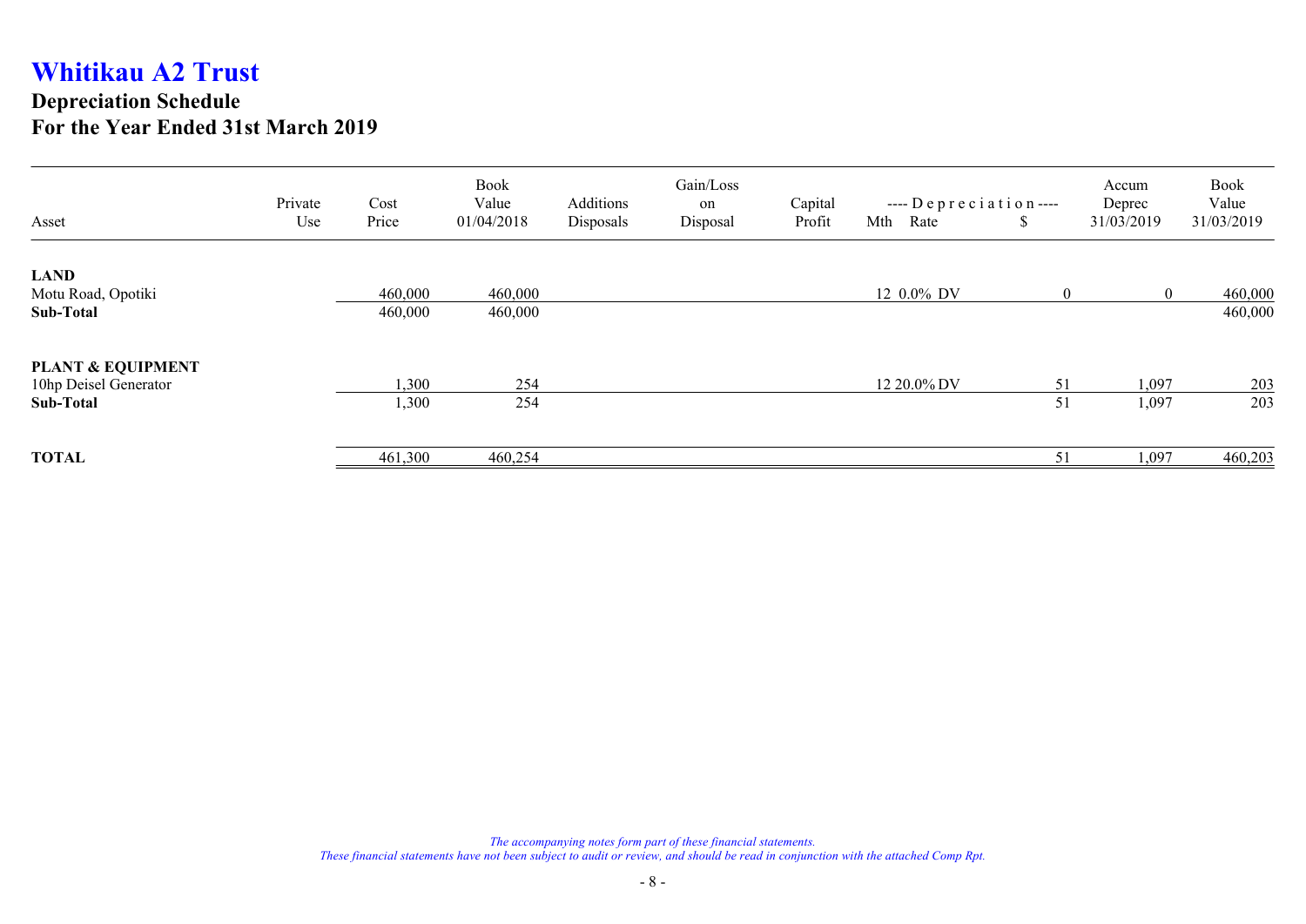# Whitikau A2 Trust

## Depreciation Schedule

## For the Year Ended 31st March 2019

| Asset | Private Use | Cost Price | Book Value 01/04/2018 | Additions Disposals | Gain/Loss on Disposal | Capital Profit | ---- Depreciation ---- Mth | Rate | $ | Accum Deprec 31/03/2019 | Book Value 31/03/2019 |
|---|---|---|---|---|---|---|---|---|---|---|---|
| **LAND** | | | | | | | | | | | |
| Motu Road, Opotiki | | 460,000 | 460,000 | | | | 12 | 0.0% DV | 0 | 0 | 460,000 |
| **Sub-Total** | | 460,000 | 460,000 | | | | | | | | 460,000 |
| **PLANT & EQUIPMENT** | | | | | | | | | | | |
| 10hp Deisel Generator | | 1,300 | 254 | | | | 12 | 20.0% DV | 51 | 1,097 | 203 |
| **Sub-Total** | | 1,300 | 254 | | | | | | 51 | 1,097 | 203 |
| **TOTAL** | | 461,300 | 460,254 | | | | | | 51 | 1,097 | 460,203 |

*The accompanying notes form part of these financial statements.*
*These financial statements have not been subject to audit or review, and should be read in conjunction with the attached Comp Rpt.*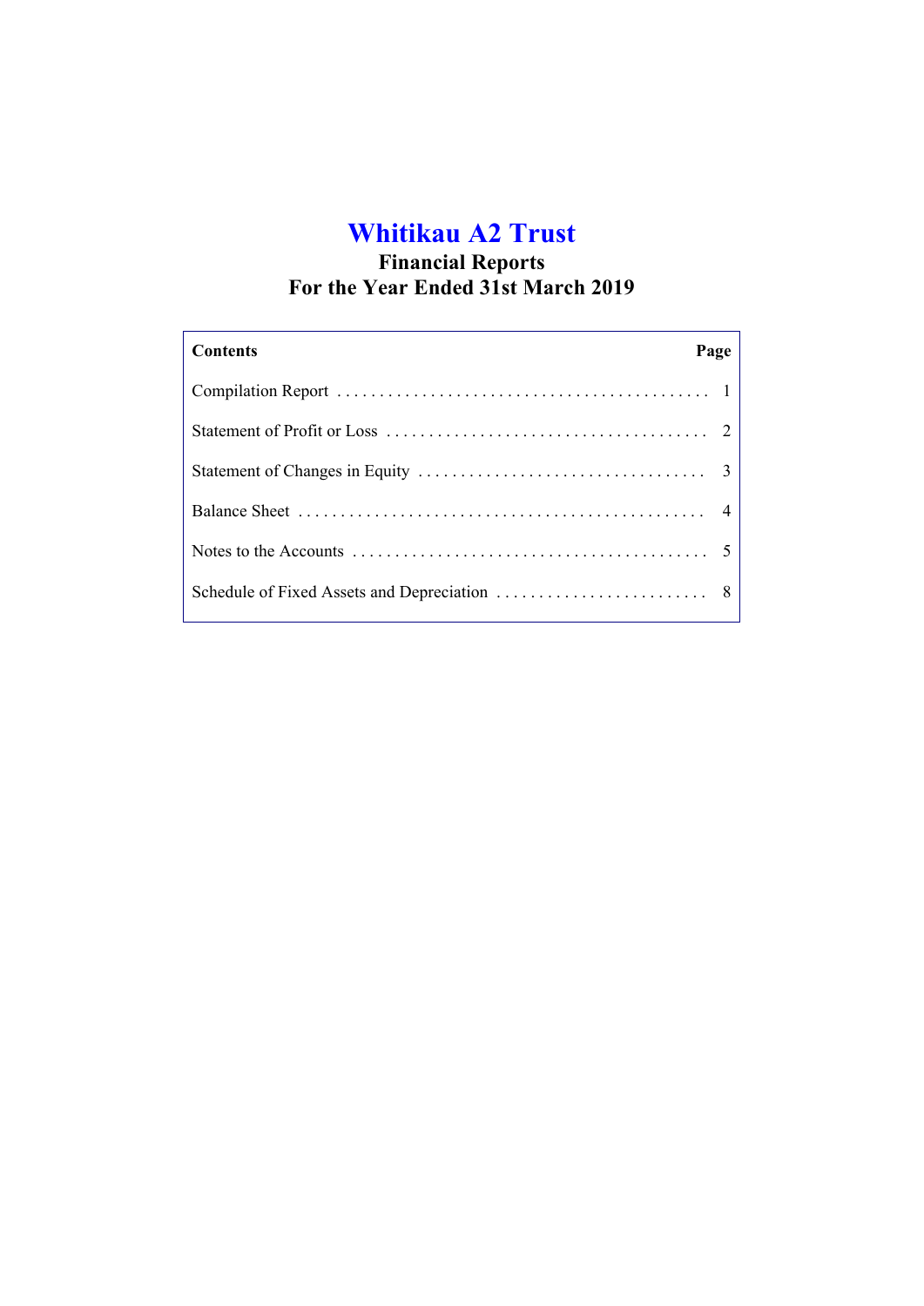# Whitikau A2 Trust

## Financial Reports
## For the Year Ended 31st March 2019

| Contents | Page |
|---|---|
| Compilation Report | 1 |
| Statement of Profit or Loss | 2 |
| Statement of Changes in Equity | 3 |
| Balance Sheet | 4 |
| Notes to the Accounts | 5 |
| Schedule of Fixed Assets and Depreciation | 8 |